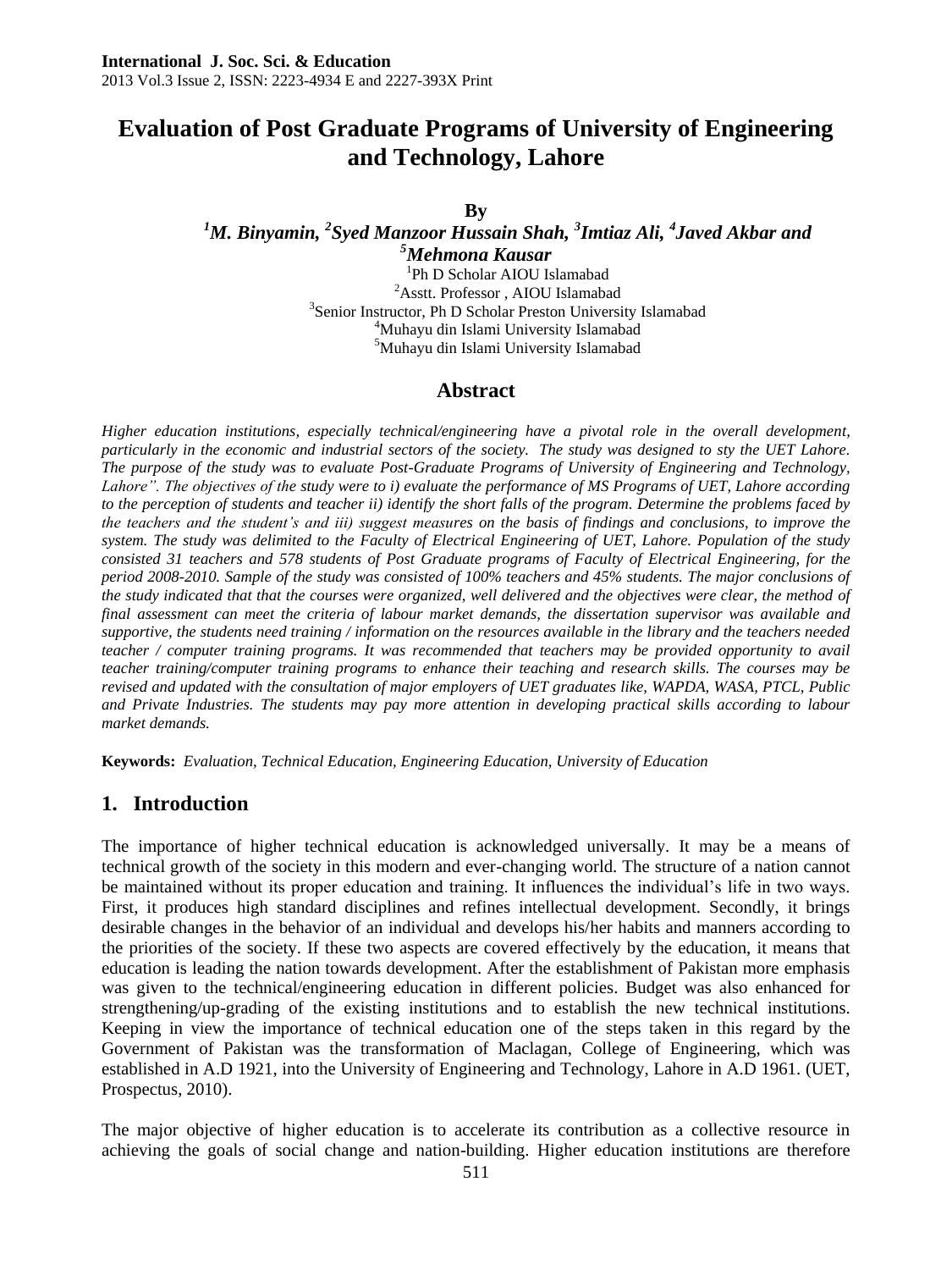# Evaluation of Post Graduate Programs of University of Engineering and Technology, Lahore

**By**

***[1]M. Binyamin, [2]Syed Manzoor Hussain Shah, [3]Imtiaz Ali, [4]Javed Akbar and [5]Mehmona Kausar***

[1]Ph D Scholar AIOU Islamabad
[2]Asstt. Professor , AIOU Islamabad
[3]Senior Instructor, Ph D Scholar Preston University Islamabad
[4]Muhayu din Islami University Islamabad
[5]Muhayu din Islami University Islamabad

## Abstract

*Higher education institutions, especially technical/engineering have a pivotal role in the overall development, particularly in the economic and industrial sectors of the society. The study was designed to sty the UET Lahore. The purpose of the study was to evaluate Post-Graduate Programs of University of Engineering and Technology, Lahore". The objectives of the study were to i) evaluate the performance of MS Programs of UET, Lahore according to the perception of students and teacher ii) identify the short falls of the program. Determine the problems faced by the teachers and the student's and iii) suggest measures on the basis of findings and conclusions, to improve the system. The study was delimited to the Faculty of Electrical Engineering of UET, Lahore. Population of the study consisted 31 teachers and 578 students of Post Graduate programs of Faculty of Electrical Engineering, for the period 2008-2010. Sample of the study was consisted of 100% teachers and 45% students. The major conclusions of the study indicated that that the courses were organized, well delivered and the objectives were clear, the method of final assessment can meet the criteria of labour market demands, the dissertation supervisor was available and supportive, the students need training / information on the resources available in the library and the teachers needed teacher / computer training programs. It was recommended that teachers may be provided opportunity to avail teacher training/computer training programs to enhance their teaching and research skills. The courses may be revised and updated with the consultation of major employers of UET graduates like, WAPDA, WASA, PTCL, Public and Private Industries. The students may pay more attention in developing practical skills according to labour market demands.*

**Keywords:** *Evaluation, Technical Education, Engineering Education, University of Education*

## 1. Introduction

The importance of higher technical education is acknowledged universally. It may be a means of technical growth of the society in this modern and ever-changing world. The structure of a nation cannot be maintained without its proper education and training. It influences the individual's life in two ways. First, it produces high standard disciplines and refines intellectual development. Secondly, it brings desirable changes in the behavior of an individual and develops his/her habits and manners according to the priorities of the society. If these two aspects are covered effectively by the education, it means that education is leading the nation towards development. After the establishment of Pakistan more emphasis was given to the technical/engineering education in different policies. Budget was also enhanced for strengthening/up-grading of the existing institutions and to establish the new technical institutions. Keeping in view the importance of technical education one of the steps taken in this regard by the Government of Pakistan was the transformation of Maclagan, College of Engineering, which was established in A.D 1921, into the University of Engineering and Technology, Lahore in A.D 1961. (UET, Prospectus, 2010).

The major objective of higher education is to accelerate its contribution as a collective resource in achieving the goals of social change and nation-building. Higher education institutions are therefore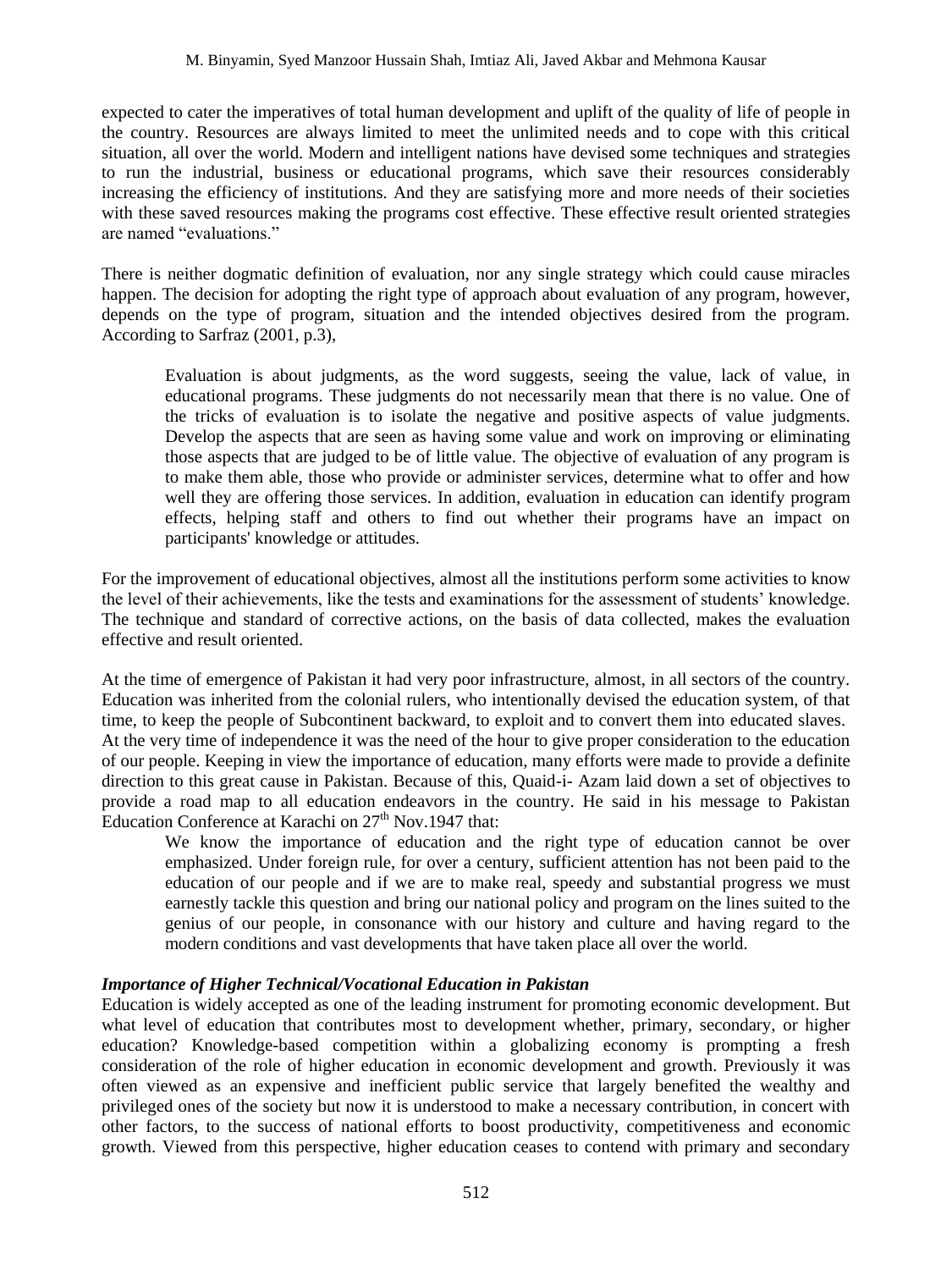expected to cater the imperatives of total human development and uplift of the quality of life of people in the country. Resources are always limited to meet the unlimited needs and to cope with this critical situation, all over the world. Modern and intelligent nations have devised some techniques and strategies to run the industrial, business or educational programs, which save their resources considerably increasing the efficiency of institutions. And they are satisfying more and more needs of their societies with these saved resources making the programs cost effective. These effective result oriented strategies are named "evaluations."

There is neither dogmatic definition of evaluation, nor any single strategy which could cause miracles happen. The decision for adopting the right type of approach about evaluation of any program, however, depends on the type of program, situation and the intended objectives desired from the program. According to Sarfraz (2001, p.3),

> Evaluation is about judgments, as the word suggests, seeing the value, lack of value, in educational programs. These judgments do not necessarily mean that there is no value. One of the tricks of evaluation is to isolate the negative and positive aspects of value judgments. Develop the aspects that are seen as having some value and work on improving or eliminating those aspects that are judged to be of little value. The objective of evaluation of any program is to make them able, those who provide or administer services, determine what to offer and how well they are offering those services. In addition, evaluation in education can identify program effects, helping staff and others to find out whether their programs have an impact on participants' knowledge or attitudes.

For the improvement of educational objectives, almost all the institutions perform some activities to know the level of their achievements, like the tests and examinations for the assessment of students' knowledge. The technique and standard of corrective actions, on the basis of data collected, makes the evaluation effective and result oriented.

At the time of emergence of Pakistan it had very poor infrastructure, almost, in all sectors of the country. Education was inherited from the colonial rulers, who intentionally devised the education system, of that time, to keep the people of Subcontinent backward, to exploit and to convert them into educated slaves. At the very time of independence it was the need of the hour to give proper consideration to the education of our people. Keeping in view the importance of education, many efforts were made to provide a definite direction to this great cause in Pakistan. Because of this, Quaid-i- Azam laid down a set of objectives to provide a road map to all education endeavors in the country. He said in his message to Pakistan Education Conference at Karachi on 27th Nov.1947 that:

> We know the importance of education and the right type of education cannot be over emphasized. Under foreign rule, for over a century, sufficient attention has not been paid to the education of our people and if we are to make real, speedy and substantial progress we must earnestly tackle this question and bring our national policy and program on the lines suited to the genius of our people, in consonance with our history and culture and having regard to the modern conditions and vast developments that have taken place all over the world.

***Importance of Higher Technical/Vocational Education in Pakistan***

Education is widely accepted as one of the leading instrument for promoting economic development. But what level of education that contributes most to development whether, primary, secondary, or higher education? Knowledge-based competition within a globalizing economy is prompting a fresh consideration of the role of higher education in economic development and growth. Previously it was often viewed as an expensive and inefficient public service that largely benefited the wealthy and privileged ones of the society but now it is understood to make a necessary contribution, in concert with other factors, to the success of national efforts to boost productivity, competitiveness and economic growth. Viewed from this perspective, higher education ceases to contend with primary and secondary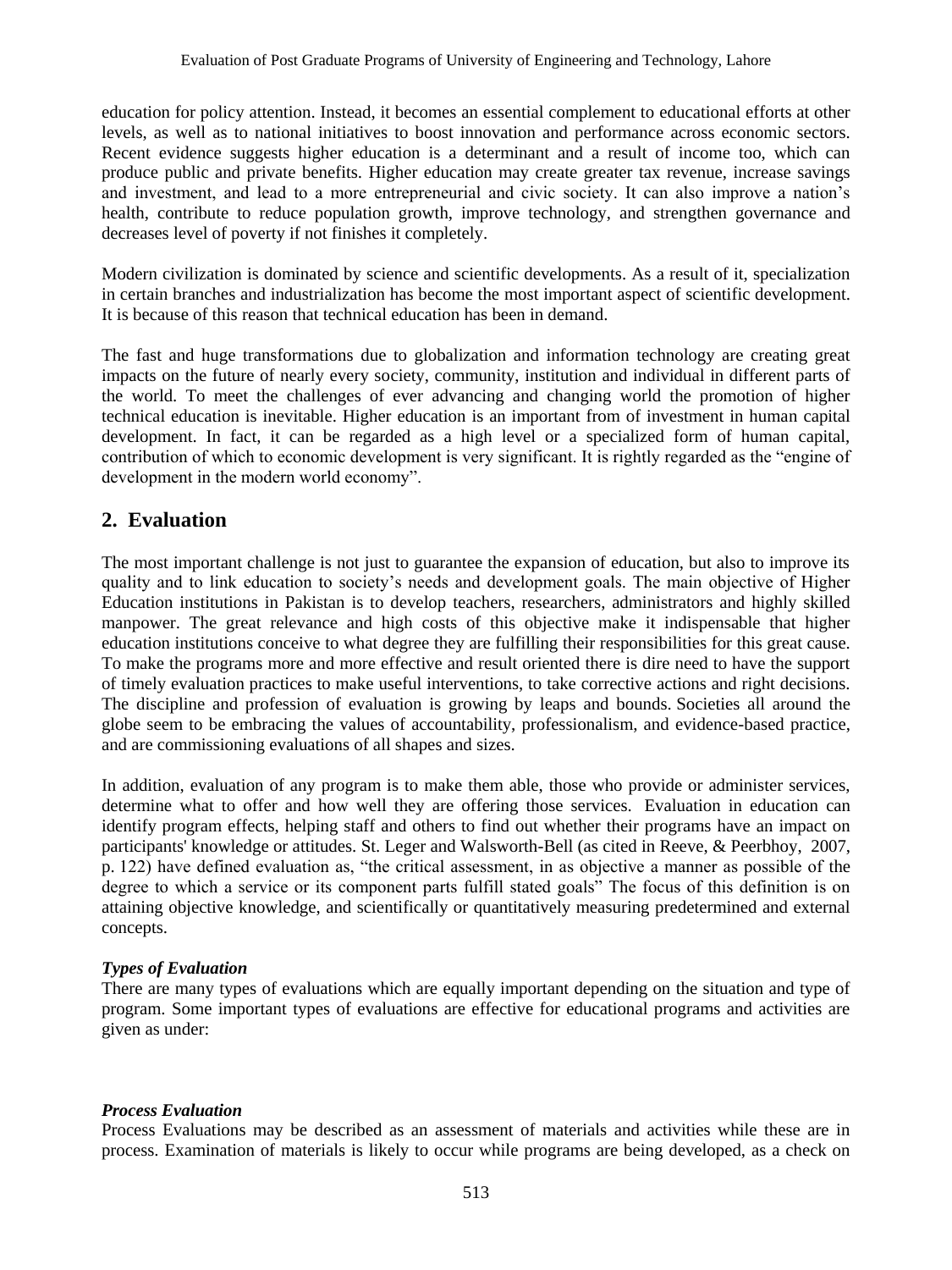education for policy attention. Instead, it becomes an essential complement to educational efforts at other levels, as well as to national initiatives to boost innovation and performance across economic sectors. Recent evidence suggests higher education is a determinant and a result of income too, which can produce public and private benefits. Higher education may create greater tax revenue, increase savings and investment, and lead to a more entrepreneurial and civic society. It can also improve a nation's health, contribute to reduce population growth, improve technology, and strengthen governance and decreases level of poverty if not finishes it completely.

Modern civilization is dominated by science and scientific developments. As a result of it, specialization in certain branches and industrialization has become the most important aspect of scientific development. It is because of this reason that technical education has been in demand.

The fast and huge transformations due to globalization and information technology are creating great impacts on the future of nearly every society, community, institution and individual in different parts of the world. To meet the challenges of ever advancing and changing world the promotion of higher technical education is inevitable. Higher education is an important from of investment in human capital development. In fact, it can be regarded as a high level or a specialized form of human capital, contribution of which to economic development is very significant. It is rightly regarded as the "engine of development in the modern world economy".

## 2. Evaluation

The most important challenge is not just to guarantee the expansion of education, but also to improve its quality and to link education to society's needs and development goals. The main objective of Higher Education institutions in Pakistan is to develop teachers, researchers, administrators and highly skilled manpower. The great relevance and high costs of this objective make it indispensable that higher education institutions conceive to what degree they are fulfilling their responsibilities for this great cause. To make the programs more and more effective and result oriented there is dire need to have the support of timely evaluation practices to make useful interventions, to take corrective actions and right decisions. The discipline and profession of evaluation is growing by leaps and bounds. Societies all around the globe seem to be embracing the values of accountability, professionalism, and evidence-based practice, and are commissioning evaluations of all shapes and sizes.

In addition, evaluation of any program is to make them able, those who provide or administer services, determine what to offer and how well they are offering those services. Evaluation in education can identify program effects, helping staff and others to find out whether their programs have an impact on participants' knowledge or attitudes. St. Leger and Walsworth-Bell (as cited in Reeve, & Peerbhoy, 2007, p. 122) have defined evaluation as, "the critical assessment, in as objective a manner as possible of the degree to which a service or its component parts fulfill stated goals" The focus of this definition is on attaining objective knowledge, and scientifically or quantitatively measuring predetermined and external concepts.

***Types of Evaluation***

There are many types of evaluations which are equally important depending on the situation and type of program. Some important types of evaluations are effective for educational programs and activities are given as under:

***Process Evaluation***

Process Evaluations may be described as an assessment of materials and activities while these are in process. Examination of materials is likely to occur while programs are being developed, as a check on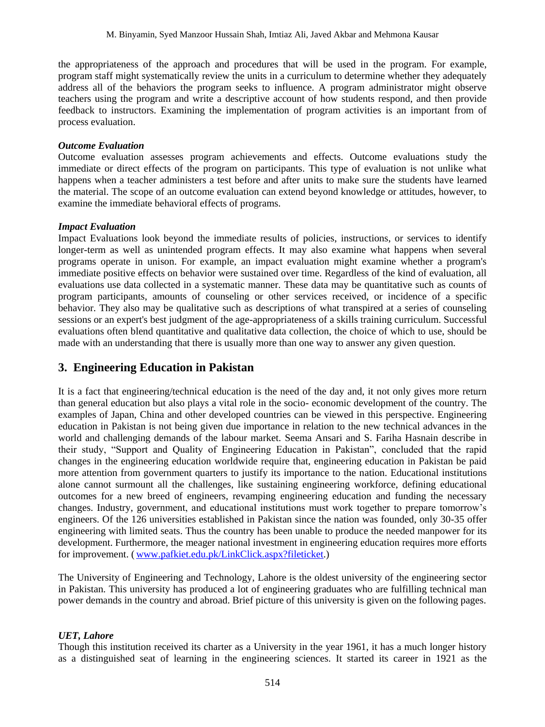the appropriateness of the approach and procedures that will be used in the program. For example, program staff might systematically review the units in a curriculum to determine whether they adequately address all of the behaviors the program seeks to influence. A program administrator might observe teachers using the program and write a descriptive account of how students respond, and then provide feedback to instructors. Examining the implementation of program activities is an important from of process evaluation.

***Outcome Evaluation***

Outcome evaluation assesses program achievements and effects. Outcome evaluations study the immediate or direct effects of the program on participants. This type of evaluation is not unlike what happens when a teacher administers a test before and after units to make sure the students have learned the material. The scope of an outcome evaluation can extend beyond knowledge or attitudes, however, to examine the immediate behavioral effects of programs.

***Impact Evaluation***

Impact Evaluations look beyond the immediate results of policies, instructions, or services to identify longer-term as well as unintended program effects. It may also examine what happens when several programs operate in unison. For example, an impact evaluation might examine whether a program's immediate positive effects on behavior were sustained over time. Regardless of the kind of evaluation, all evaluations use data collected in a systematic manner. These data may be quantitative such as counts of program participants, amounts of counseling or other services received, or incidence of a specific behavior. They also may be qualitative such as descriptions of what transpired at a series of counseling sessions or an expert's best judgment of the age-appropriateness of a skills training curriculum. Successful evaluations often blend quantitative and qualitative data collection, the choice of which to use, should be made with an understanding that there is usually more than one way to answer any given question.

## 3. Engineering Education in Pakistan

It is a fact that engineering/technical education is the need of the day and, it not only gives more return than general education but also plays a vital role in the socio- economic development of the country. The examples of Japan, China and other developed countries can be viewed in this perspective. Engineering education in Pakistan is not being given due importance in relation to the new technical advances in the world and challenging demands of the labour market. Seema Ansari and S. Fariha Hasnain describe in their study, "Support and Quality of Engineering Education in Pakistan", concluded that the rapid changes in the engineering education worldwide require that, engineering education in Pakistan be paid more attention from government quarters to justify its importance to the nation. Educational institutions alone cannot surmount all the challenges, like sustaining engineering workforce, defining educational outcomes for a new breed of engineers, revamping engineering education and funding the necessary changes. Industry, government, and educational institutions must work together to prepare tomorrow's engineers. Of the 126 universities established in Pakistan since the nation was founded, only 30-35 offer engineering with limited seats. Thus the country has been unable to produce the needed manpower for its development. Furthermore, the meager national investment in engineering education requires more efforts for improvement. ( www.pafkiet.edu.pk/LinkClick.aspx?fileticket.)

The University of Engineering and Technology, Lahore is the oldest university of the engineering sector in Pakistan. This university has produced a lot of engineering graduates who are fulfilling technical man power demands in the country and abroad. Brief picture of this university is given on the following pages.

***UET, Lahore***

Though this institution received its charter as a University in the year 1961, it has a much longer history as a distinguished seat of learning in the engineering sciences. It started its career in 1921 as the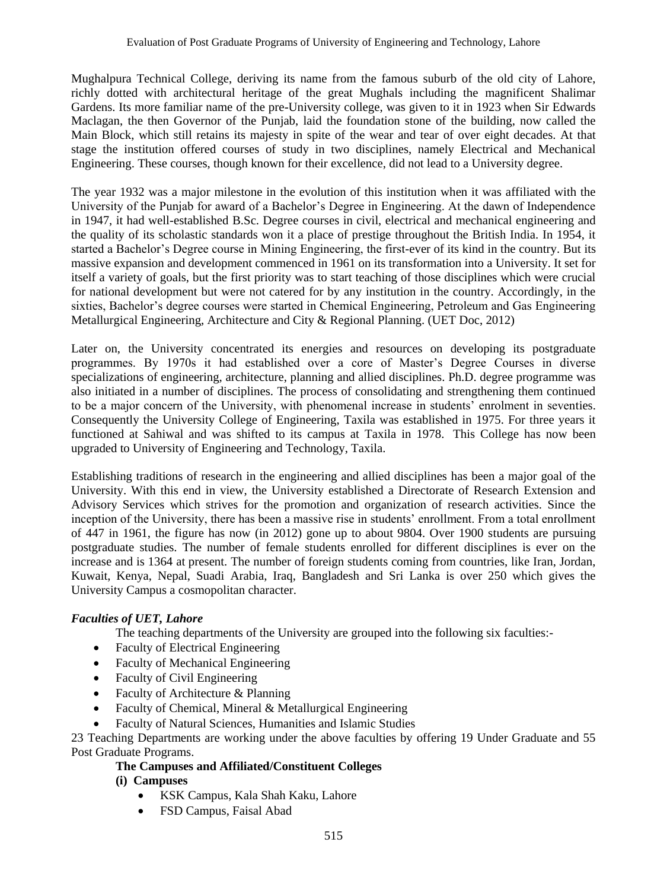Mughalpura Technical College, deriving its name from the famous suburb of the old city of Lahore, richly dotted with architectural heritage of the great Mughals including the magnificent Shalimar Gardens. Its more familiar name of the pre-University college, was given to it in 1923 when Sir Edwards Maclagan, the then Governor of the Punjab, laid the foundation stone of the building, now called the Main Block, which still retains its majesty in spite of the wear and tear of over eight decades. At that stage the institution offered courses of study in two disciplines, namely Electrical and Mechanical Engineering. These courses, though known for their excellence, did not lead to a University degree.

The year 1932 was a major milestone in the evolution of this institution when it was affiliated with the University of the Punjab for award of a Bachelor's Degree in Engineering. At the dawn of Independence in 1947, it had well-established B.Sc. Degree courses in civil, electrical and mechanical engineering and the quality of its scholastic standards won it a place of prestige throughout the British India. In 1954, it started a Bachelor's Degree course in Mining Engineering, the first-ever of its kind in the country. But its massive expansion and development commenced in 1961 on its transformation into a University. It set for itself a variety of goals, but the first priority was to start teaching of those disciplines which were crucial for national development but were not catered for by any institution in the country. Accordingly, in the sixties, Bachelor's degree courses were started in Chemical Engineering, Petroleum and Gas Engineering Metallurgical Engineering, Architecture and City & Regional Planning. (UET Doc, 2012)

Later on, the University concentrated its energies and resources on developing its postgraduate programmes. By 1970s it had established over a core of Master's Degree Courses in diverse specializations of engineering, architecture, planning and allied disciplines. Ph.D. degree programme was also initiated in a number of disciplines. The process of consolidating and strengthening them continued to be a major concern of the University, with phenomenal increase in students' enrolment in seventies. Consequently the University College of Engineering, Taxila was established in 1975. For three years it functioned at Sahiwal and was shifted to its campus at Taxila in 1978. This College has now been upgraded to University of Engineering and Technology, Taxila.

Establishing traditions of research in the engineering and allied disciplines has been a major goal of the University. With this end in view, the University established a Directorate of Research Extension and Advisory Services which strives for the promotion and organization of research activities. Since the inception of the University, there has been a massive rise in students' enrollment. From a total enrollment of 447 in 1961, the figure has now (in 2012) gone up to about 9804. Over 1900 students are pursuing postgraduate studies. The number of female students enrolled for different disciplines is ever on the increase and is 1364 at present. The number of foreign students coming from countries, like Iran, Jordan, Kuwait, Kenya, Nepal, Suadi Arabia, Iraq, Bangladesh and Sri Lanka is over 250 which gives the University Campus a cosmopolitan character.

***Faculties of UET, Lahore***

The teaching departments of the University are grouped into the following six faculties:-

- Faculty of Electrical Engineering
- Faculty of Mechanical Engineering
- Faculty of Civil Engineering
- Faculty of Architecture & Planning
- Faculty of Chemical, Mineral & Metallurgical Engineering
- Faculty of Natural Sciences, Humanities and Islamic Studies

23 Teaching Departments are working under the above faculties by offering 19 Under Graduate and 55 Post Graduate Programs.

**The Campuses and Affiliated/Constituent Colleges**

**(i) Campuses**

- KSK Campus, Kala Shah Kaku, Lahore
- FSD Campus, Faisal Abad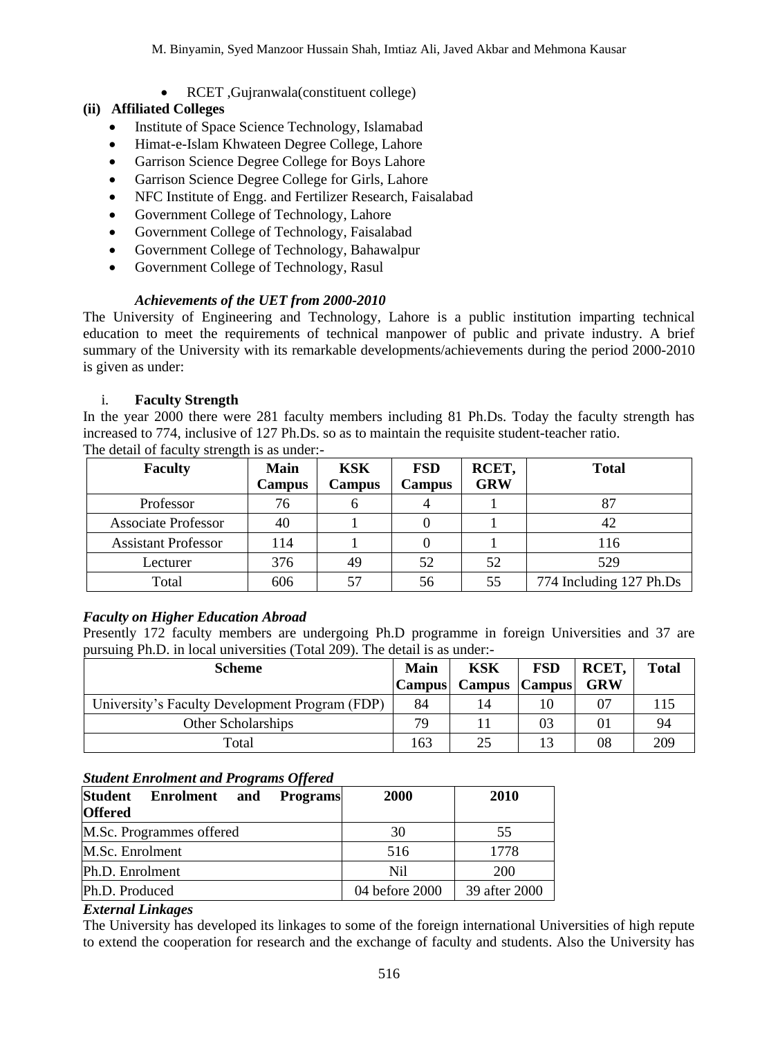- RCET ,Gujranwala(constituent college)

**(ii) Affiliated Colleges**

- Institute of Space Science Technology, Islamabad
- Himat-e-Islam Khwateen Degree College, Lahore
- Garrison Science Degree College for Boys Lahore
- Garrison Science Degree College for Girls, Lahore
- NFC Institute of Engg. and Fertilizer Research, Faisalabad
- Government College of Technology, Lahore
- Government College of Technology, Faisalabad
- Government College of Technology, Bahawalpur
- Government College of Technology, Rasul

***Achievements of the UET from 2000-2010***

The University of Engineering and Technology, Lahore is a public institution imparting technical education to meet the requirements of technical manpower of public and private industry. A brief summary of the University with its remarkable developments/achievements during the period 2000-2010 is given as under:

i. **Faculty Strength**

In the year 2000 there were 281 faculty members including 81 Ph.Ds. Today the faculty strength has increased to 774, inclusive of 127 Ph.Ds. so as to maintain the requisite student-teacher ratio.
The detail of faculty strength is as under:-

| Faculty | Main Campus | KSK Campus | FSD Campus | RCET, GRW | Total |
|---|---|---|---|---|---|
| Professor | 76 | 6 | 4 | 1 | 87 |
| Associate Professor | 40 | 1 | 0 | 1 | 42 |
| Assistant Professor | 114 | 1 | 0 | 1 | 116 |
| Lecturer | 376 | 49 | 52 | 52 | 529 |
| Total | 606 | 57 | 56 | 55 | 774 Including 127 Ph.Ds |

***Faculty on Higher Education Abroad***

Presently 172 faculty members are undergoing Ph.D programme in foreign Universities and 37 are pursuing Ph.D. in local universities (Total 209). The detail is as under:-

| Scheme | Main Campus | KSK Campus | FSD Campus | RCET, GRW | Total |
|---|---|---|---|---|---|
| University's Faculty Development Program (FDP) | 84 | 14 | 10 | 07 | 115 |
| Other Scholarships | 79 | 11 | 03 | 01 | 94 |
| Total | 163 | 25 | 13 | 08 | 209 |

***Student Enrolment and Programs Offered***

| Student Enrolment and Programs Offered | 2000 | 2010 |
|---|---|---|
| M.Sc. Programmes offered | 30 | 55 |
| M.Sc. Enrolment | 516 | 1778 |
| Ph.D. Enrolment | Nil | 200 |
| Ph.D. Produced | 04 before 2000 | 39 after 2000 |

***External Linkages***

The University has developed its linkages to some of the foreign international Universities of high repute to extend the cooperation for research and the exchange of faculty and students. Also the University has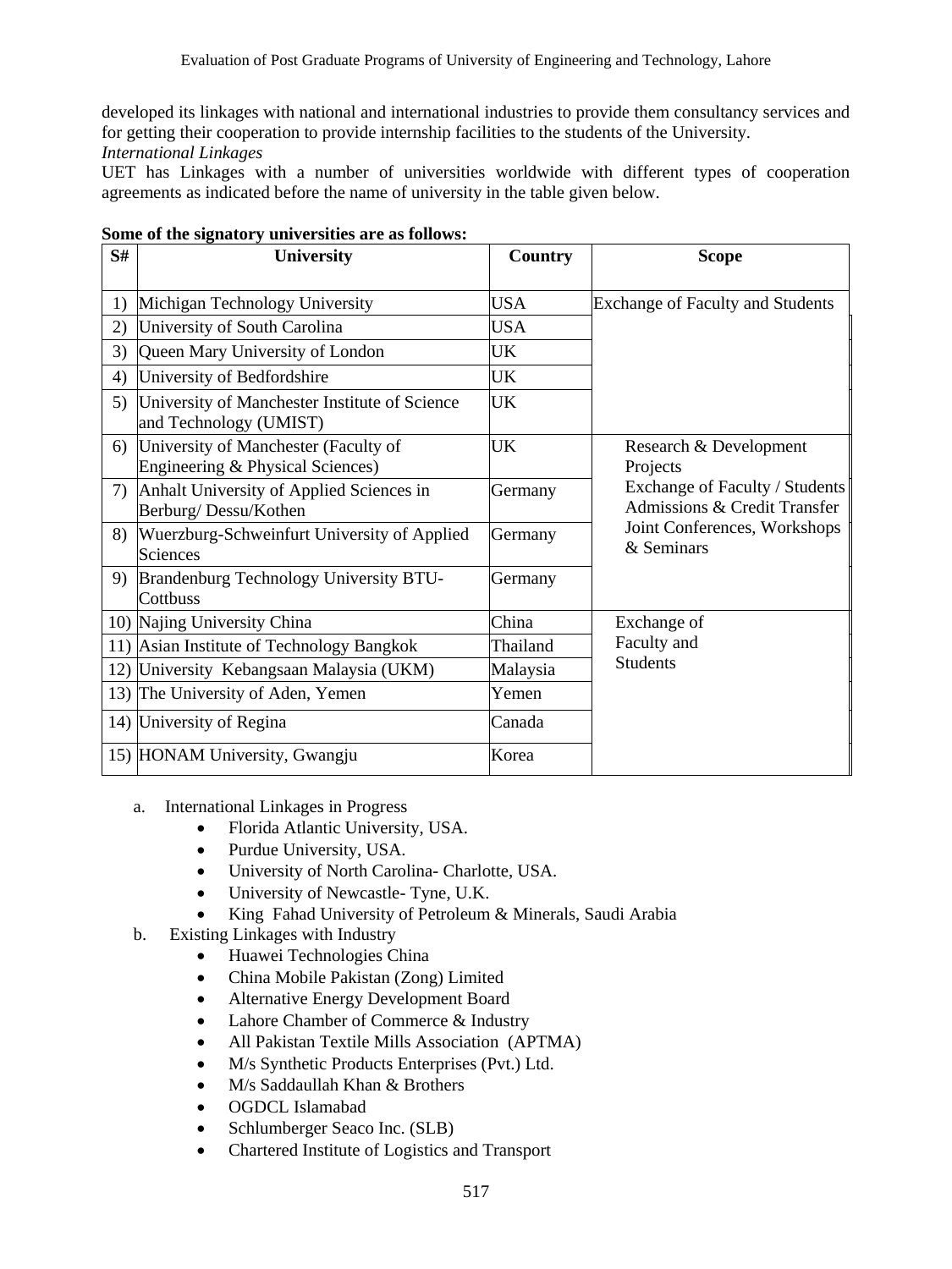developed its linkages with national and international industries to provide them consultancy services and for getting their cooperation to provide internship facilities to the students of the University.

*International Linkages*

UET has Linkages with a number of universities worldwide with different types of cooperation agreements as indicated before the name of university in the table given below.

**Some of the signatory universities are as follows:**

| S# | University | Country | Scope |
|---|---|---|---|
| 1) | Michigan Technology University | USA | Exchange of Faculty and Students |
| 2) | University of South Carolina | USA | |
| 3) | Queen Mary University of London | UK | |
| 4) | University of Bedfordshire | UK | |
| 5) | University of Manchester Institute of Science and Technology (UMIST) | UK | |
| 6) | University of Manchester (Faculty of Engineering & Physical Sciences) | UK | Research & Development Projects<br>Exchange of Faculty / Students Admissions & Credit Transfer<br>Joint Conferences, Workshops & Seminars |
| 7) | Anhalt University of Applied Sciences in Berburg/ Dessu/Kothen | Germany | |
| 8) | Wuerzburg-Schweinfurt University of Applied Sciences | Germany | |
| 9) | Brandenburg Technology University BTU-Cottbuss | Germany | |
| 10) | Najing University China | China | Exchange of Faculty and Students |
| 11) | Asian Institute of Technology Bangkok | Thailand | |
| 12) | University Kebangsaan Malaysia (UKM) | Malaysia | |
| 13) | The University of Aden, Yemen | Yemen | |
| 14) | University of Regina | Canada | |
| 15) | HONAM University, Gwangju | Korea | |

a. International Linkages in Progress
   - Florida Atlantic University, USA.
   - Purdue University, USA.
   - University of North Carolina- Charlotte, USA.
   - University of Newcastle- Tyne, U.K.
   - King Fahad University of Petroleum & Minerals, Saudi Arabia

b. Existing Linkages with Industry
   - Huawei Technologies China
   - China Mobile Pakistan (Zong) Limited
   - Alternative Energy Development Board
   - Lahore Chamber of Commerce & Industry
   - All Pakistan Textile Mills Association (APTMA)
   - M/s Synthetic Products Enterprises (Pvt.) Ltd.
   - M/s Saddaullah Khan & Brothers
   - OGDCL Islamabad
   - Schlumberger Seaco Inc. (SLB)
   - Chartered Institute of Logistics and Transport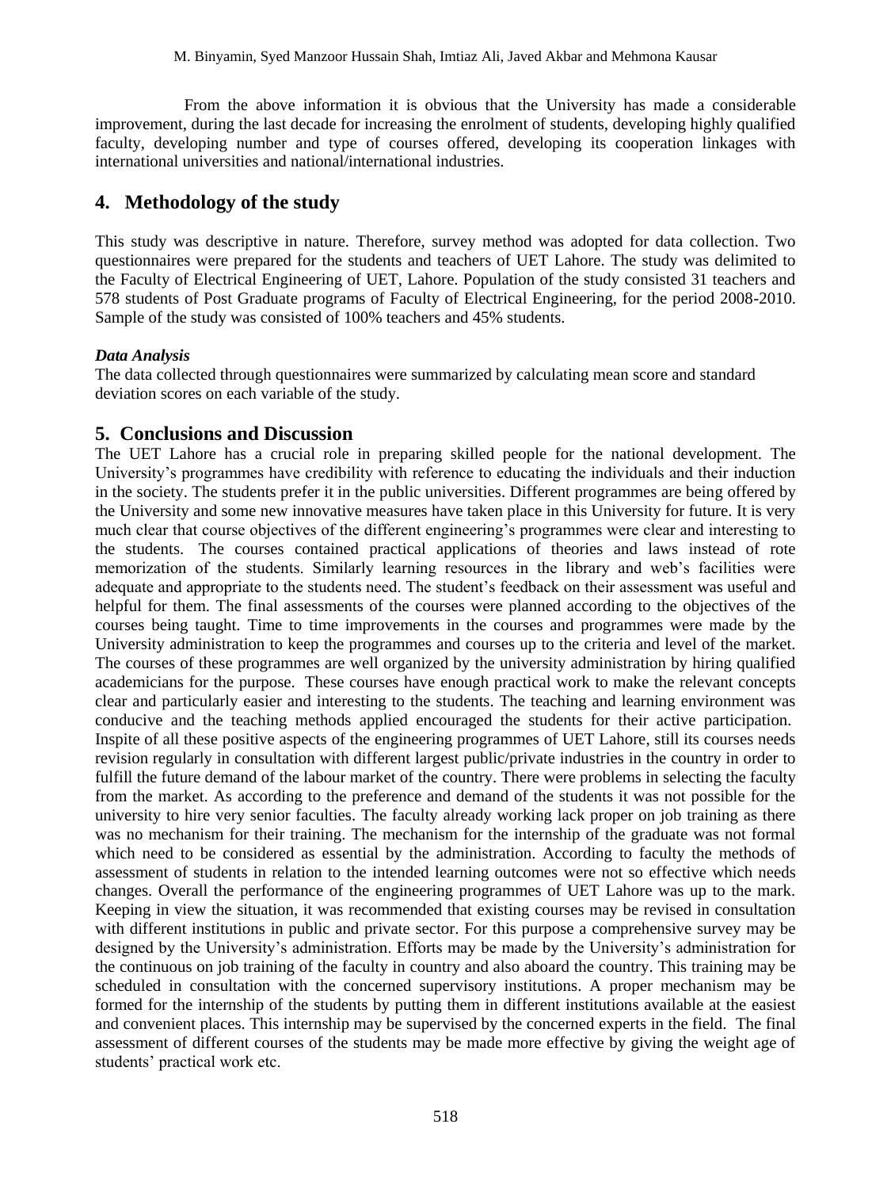From the above information it is obvious that the University has made a considerable improvement, during the last decade for increasing the enrolment of students, developing highly qualified faculty, developing number and type of courses offered, developing its cooperation linkages with international universities and national/international industries.

## 4. Methodology of the study

This study was descriptive in nature. Therefore, survey method was adopted for data collection. Two questionnaires were prepared for the students and teachers of UET Lahore. The study was delimited to the Faculty of Electrical Engineering of UET, Lahore. Population of the study consisted 31 teachers and 578 students of Post Graduate programs of Faculty of Electrical Engineering, for the period 2008-2010. Sample of the study was consisted of 100% teachers and 45% students.

***Data Analysis***

The data collected through questionnaires were summarized by calculating mean score and standard deviation scores on each variable of the study.

## 5. Conclusions and Discussion

The UET Lahore has a crucial role in preparing skilled people for the national development. The University's programmes have credibility with reference to educating the individuals and their induction in the society. The students prefer it in the public universities. Different programmes are being offered by the University and some new innovative measures have taken place in this University for future. It is very much clear that course objectives of the different engineering's programmes were clear and interesting to the students. The courses contained practical applications of theories and laws instead of rote memorization of the students. Similarly learning resources in the library and web's facilities were adequate and appropriate to the students need. The student's feedback on their assessment was useful and helpful for them. The final assessments of the courses were planned according to the objectives of the courses being taught. Time to time improvements in the courses and programmes were made by the University administration to keep the programmes and courses up to the criteria and level of the market. The courses of these programmes are well organized by the university administration by hiring qualified academicians for the purpose. These courses have enough practical work to make the relevant concepts clear and particularly easier and interesting to the students. The teaching and learning environment was conducive and the teaching methods applied encouraged the students for their active participation. Inspite of all these positive aspects of the engineering programmes of UET Lahore, still its courses needs revision regularly in consultation with different largest public/private industries in the country in order to fulfill the future demand of the labour market of the country. There were problems in selecting the faculty from the market. As according to the preference and demand of the students it was not possible for the university to hire very senior faculties. The faculty already working lack proper on job training as there was no mechanism for their training. The mechanism for the internship of the graduate was not formal which need to be considered as essential by the administration. According to faculty the methods of assessment of students in relation to the intended learning outcomes were not so effective which needs changes. Overall the performance of the engineering programmes of UET Lahore was up to the mark. Keeping in view the situation, it was recommended that existing courses may be revised in consultation with different institutions in public and private sector. For this purpose a comprehensive survey may be designed by the University's administration. Efforts may be made by the University's administration for the continuous on job training of the faculty in country and also aboard the country. This training may be scheduled in consultation with the concerned supervisory institutions. A proper mechanism may be formed for the internship of the students by putting them in different institutions available at the easiest and convenient places. This internship may be supervised by the concerned experts in the field. The final assessment of different courses of the students may be made more effective by giving the weight age of students' practical work etc.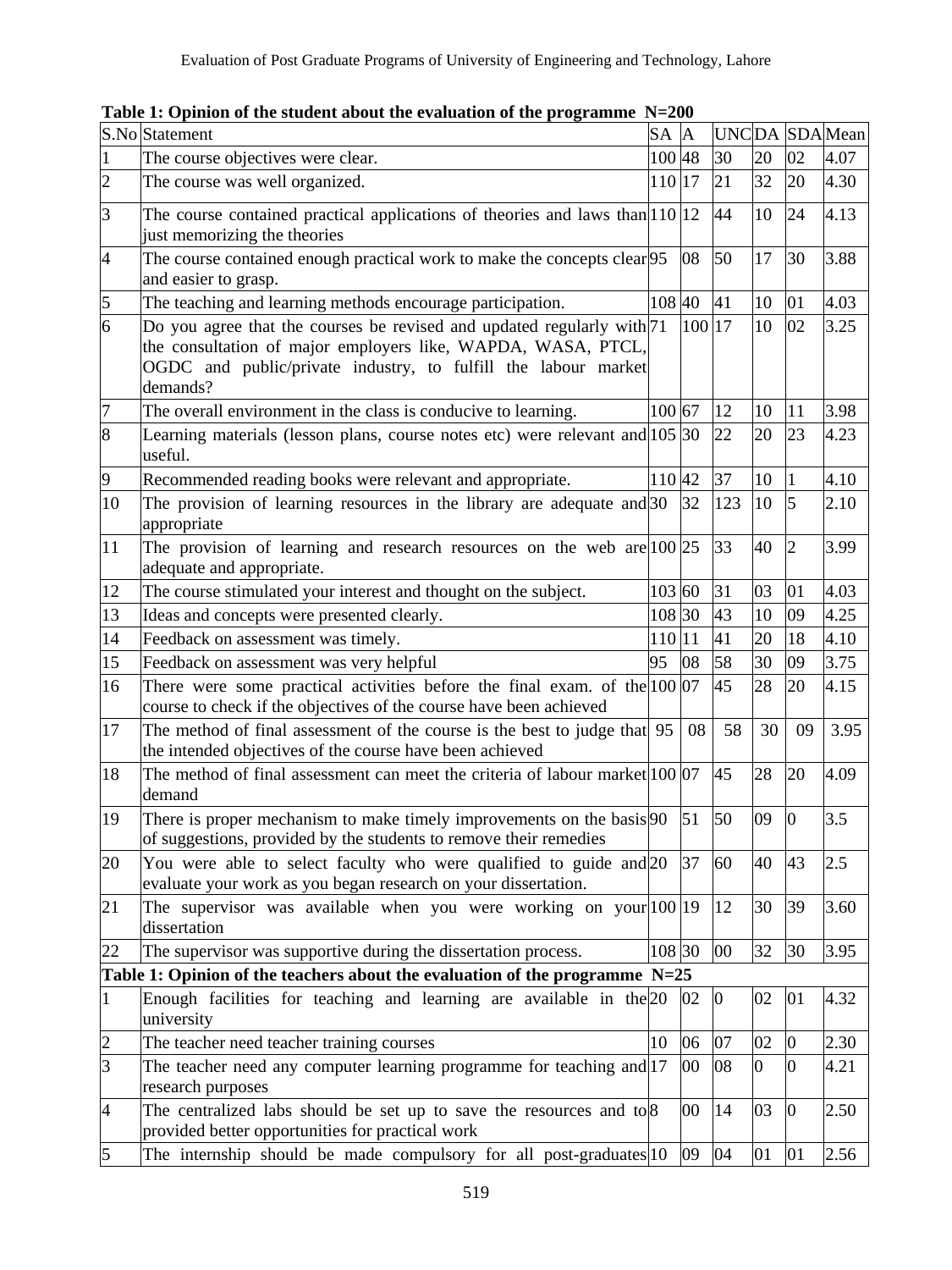**Table 1: Opinion of the student about the evaluation of the programme N=200**

| S.No | Statement | SA | A | UNC | DA | SDA | Mean |
|---|---|---|---|---|---|---|---|
| 1 | The course objectives were clear. | 100 | 48 | 30 | 20 | 02 | 4.07 |
| 2 | The course was well organized. | 110 | 17 | 21 | 32 | 20 | 4.30 |
| 3 | The course contained practical applications of theories and laws than just memorizing the theories | 110 | 12 | 44 | 10 | 24 | 4.13 |
| 4 | The course contained enough practical work to make the concepts clear and easier to grasp. | 95 | 08 | 50 | 17 | 30 | 3.88 |
| 5 | The teaching and learning methods encourage participation. | 108 | 40 | 41 | 10 | 01 | 4.03 |
| 6 | Do you agree that the courses be revised and updated regularly with the consultation of major employers like, WAPDA, WASA, PTCL, OGDC and public/private industry, to fulfill the labour market demands? | 71 | 100 | 17 | 10 | 02 | 3.25 |
| 7 | The overall environment in the class is conducive to learning. | 100 | 67 | 12 | 10 | 11 | 3.98 |
| 8 | Learning materials (lesson plans, course notes etc) were relevant and useful. | 105 | 30 | 22 | 20 | 23 | 4.23 |
| 9 | Recommended reading books were relevant and appropriate. | 110 | 42 | 37 | 10 | 1 | 4.10 |
| 10 | The provision of learning resources in the library are adequate and appropriate | 30 | 32 | 123 | 10 | 5 | 2.10 |
| 11 | The provision of learning and research resources on the web are adequate and appropriate. | 100 | 25 | 33 | 40 | 2 | 3.99 |
| 12 | The course stimulated your interest and thought on the subject. | 103 | 60 | 31 | 03 | 01 | 4.03 |
| 13 | Ideas and concepts were presented clearly. | 108 | 30 | 43 | 10 | 09 | 4.25 |
| 14 | Feedback on assessment was timely. | 110 | 11 | 41 | 20 | 18 | 4.10 |
| 15 | Feedback on assessment was very helpful | 95 | 08 | 58 | 30 | 09 | 3.75 |
| 16 | There were some practical activities before the final exam. of the course to check if the objectives of the course have been achieved | 100 | 07 | 45 | 28 | 20 | 4.15 |
| 17 | The method of final assessment of the course is the best to judge that the intended objectives of the course have been achieved | 95 | 08 | 58 | 30 | 09 | 3.95 |
| 18 | The method of final assessment can meet the criteria of labour market demand | 100 | 07 | 45 | 28 | 20 | 4.09 |
| 19 | There is proper mechanism to make timely improvements on the basis of suggestions, provided by the students to remove their remedies | 90 | 51 | 50 | 09 | 0 | 3.5 |
| 20 | You were able to select faculty who were qualified to guide and evaluate your work as you began research on your dissertation. | 20 | 37 | 60 | 40 | 43 | 2.5 |
| 21 | The supervisor was available when you were working on your dissertation | 100 | 19 | 12 | 30 | 39 | 3.60 |
| 22 | The supervisor was supportive during the dissertation process. | 108 | 30 | 00 | 32 | 30 | 3.95 |

**Table 1: Opinion of the teachers about the evaluation of the programme N=25**

| S.No | Statement | SA | A | UNC | DA | SDA | Mean |
|---|---|---|---|---|---|---|---|
| 1 | Enough facilities for teaching and learning are available in the university | 20 | 02 | 0 | 02 | 01 | 4.32 |
| 2 | The teacher need teacher training courses | 10 | 06 | 07 | 02 | 0 | 2.30 |
| 3 | The teacher need any computer learning programme for teaching and research purposes | 17 | 00 | 08 | 0 | 0 | 4.21 |
| 4 | The centralized labs should be set up to save the resources and to provided better opportunities for practical work | 8 | 00 | 14 | 03 | 0 | 2.50 |
| 5 | The internship should be made compulsory for all post-graduates | 10 | 09 | 04 | 01 | 01 | 2.56 |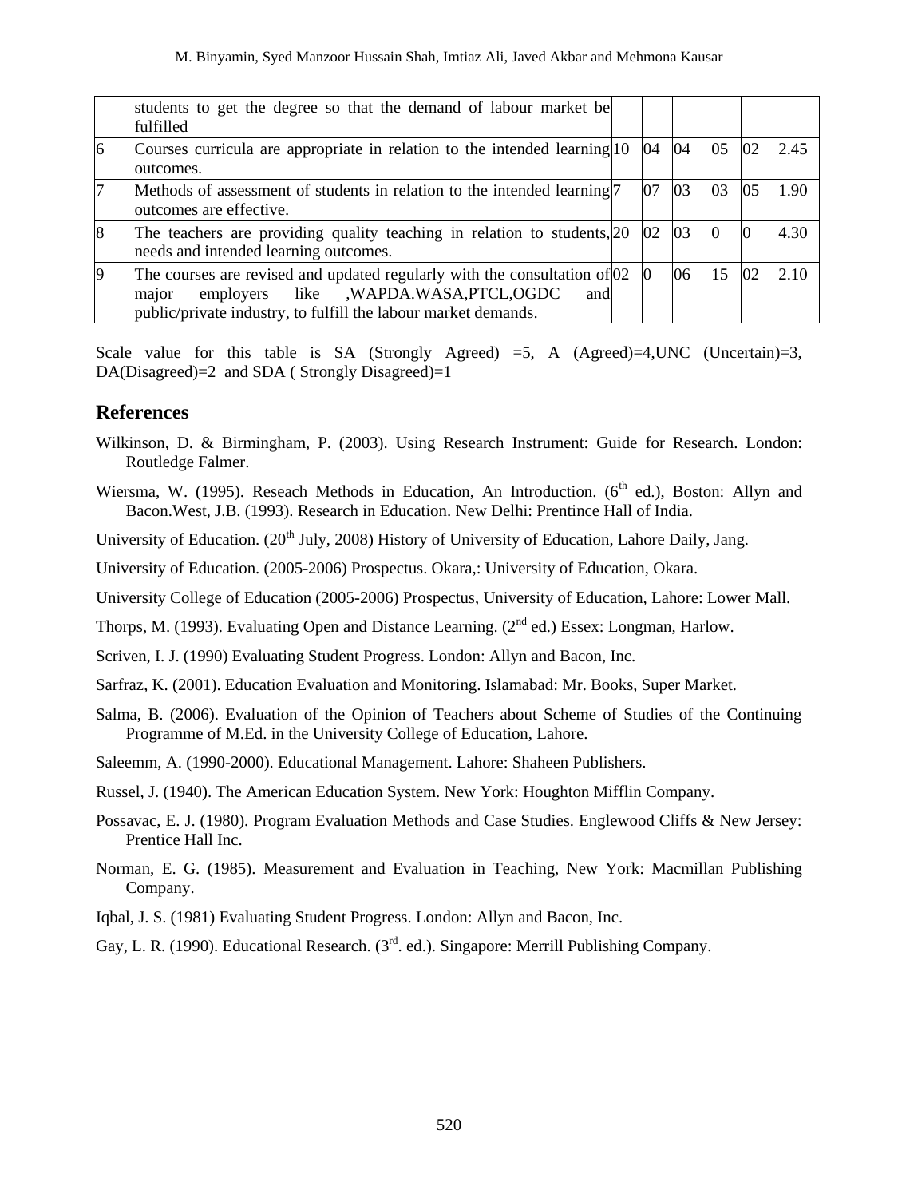| | | | | | | | |
|---|---|---|---|---|---|---|---|
| | students to get the degree so that the demand of labour market be fulfilled | | | | | | |
| 6 | Courses curricula are appropriate in relation to the intended learning outcomes. | 10 | 04 | 04 | 05 | 02 | 2.45 |
| 7 | Methods of assessment of students in relation to the intended learning outcomes are effective. | 7 | 07 | 03 | 03 | 05 | 1.90 |
| 8 | The teachers are providing quality teaching in relation to students, needs and intended learning outcomes. | 20 | 02 | 03 | 0 | 0 | 4.30 |
| 9 | The courses are revised and updated regularly with the consultation of major employers like ,WAPDA.WASA,PTCL,OGDC and public/private industry, to fulfill the labour market demands. | 02 | 0 | 06 | 15 | 02 | 2.10 |

Scale value for this table is SA (Strongly Agreed) =5, A (Agreed)=4,UNC (Uncertain)=3, DA(Disagreed)=2 and SDA ( Strongly Disagreed)=1

## References

Wilkinson, D. & Birmingham, P. (2003). Using Research Instrument: Guide for Research. London: Routledge Falmer.

Wiersma, W. (1995). Reseach Methods in Education, An Introduction. (6th ed.), Boston: Allyn and Bacon.West, J.B. (1993). Research in Education. New Delhi: Prentince Hall of India.

University of Education. (20th July, 2008) History of University of Education, Lahore Daily, Jang.

University of Education. (2005-2006) Prospectus. Okara,: University of Education, Okara.

University College of Education (2005-2006) Prospectus, University of Education, Lahore: Lower Mall.

Thorps, M. (1993). Evaluating Open and Distance Learning. (2nd ed.) Essex: Longman, Harlow.

Scriven, I. J. (1990) Evaluating Student Progress. London: Allyn and Bacon, Inc.

Sarfraz, K. (2001). Education Evaluation and Monitoring. Islamabad: Mr. Books, Super Market.

Salma, B. (2006). Evaluation of the Opinion of Teachers about Scheme of Studies of the Continuing Programme of M.Ed. in the University College of Education, Lahore.

Saleemm, A. (1990-2000). Educational Management. Lahore: Shaheen Publishers.

Russel, J. (1940). The American Education System. New York: Houghton Mifflin Company.

Possavac, E. J. (1980). Program Evaluation Methods and Case Studies. Englewood Cliffs & New Jersey: Prentice Hall Inc.

Norman, E. G. (1985). Measurement and Evaluation in Teaching, New York: Macmillan Publishing Company.

Iqbal, J. S. (1981) Evaluating Student Progress. London: Allyn and Bacon, Inc.

Gay, L. R. (1990). Educational Research. (3rd. ed.). Singapore: Merrill Publishing Company.